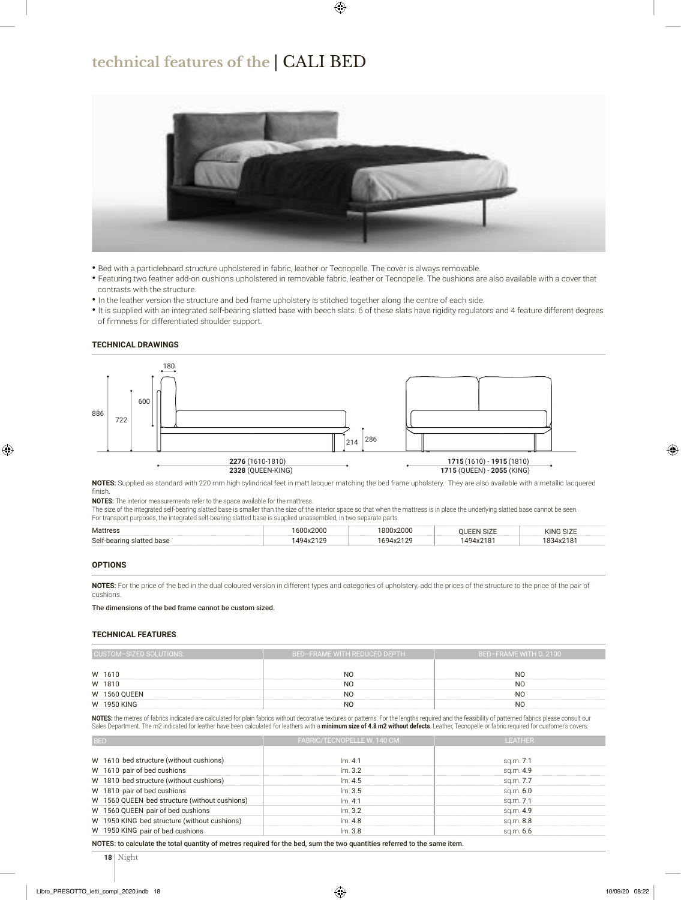# technical features of the | CALI BED

- Bed with a particleboard structure upholstered in fabric, leather or Tecnopelle. The cover is always removable.
- Featuring two feather add-on cushions upholstered in removable fabric, leather or Tecnopelle. The cushions are also available with a cover that contrasts with the structure.
- In the leather version the structure and bed frame upholstery is stitched together along the centre of each side.
- It is supplied with an integrated self-bearing slatted base with beech slats. 6 of these slats have rigidity regulators and 4 feature different degrees of firmness for differentiated shoulder support.

### TECHNICAL DRAWINGS

180

886 722 600

214 286

**2276** (1610-1810)
**2328** (QUEEN-KING)

**1715** (1610) - **1915** (1810)
**1715** (QUEEN) - **2055** (KING)

**NOTES:** Supplied as standard with 220 mm high cylindrical feet in matt lacquer matching the bed frame upholstery. They are also available with a metallic lacquered finish.

**NOTES:** The interior measurements refer to the space available for the mattress.
The size of the integrated self-bearing slatted base is smaller than the size of the interior space so that when the mattress is in place the underlying slatted base cannot be seen.
For transport purposes, the integrated self-bearing slatted base is supplied unassembled, in two separate parts.

| Mattress | 1600x2000 | 1800x2000 | QUEEN SIZE | KING SIZE |
|---|---|---|---|---|
| Self-bearing slatted base | 1494x2129 | 1694x2129 | 1494x2181 | 1834x2181 |

### OPTIONS

**NOTES:** For the price of the bed in the dual coloured version in different types and categories of upholstery, add the prices of the structure to the price of the pair of cushions.

The dimensions of the bed frame cannot be custom sized.

### TECHNICAL FEATURES

| CUSTOM-SIZED SOLUTIONS: | BED-FRAME WITH REDUCED DEPTH | BED-FRAME WITH D. 2100 |
|---|---|---|
| W 1610 | NO | NO |
| W 1810 | NO | NO |
| W 1560 QUEEN | NO | NO |
| W 1950 KING | NO | NO |

**NOTES:** the metres of fabrics indicated are calculated for plain fabrics without decorative textures or patterns. For the lengths required and the feasibility of patterned fabrics please consult our Sales Department. The m2 indicated for leather have been calculated for leathers with a **minimum size of 4.8 m2 without defects**. Leather, Tecnopelle or fabric required for customer's covers:

| BED | FABRIC/TECNOPELLE W. 140 CM | LEATHER |
|---|---|---|
| W 1610 bed structure (without cushions) | lm. 4.1 | sq.m. 7.1 |
| W 1610 pair of bed cushions | lm. 3.2 | sq.m. 4.9 |
| W 1810 bed structure (without cushions) | lm. 4.5 | sq.m. 7.7 |
| W 1810 pair of bed cushions | lm. 3.5 | sq.m. 6.0 |
| W 1560 QUEEN bed structure (without cushions) | lm. 4.1 | sq.m. 7.1 |
| W 1560 QUEEN pair of bed cushions | lm. 3.2 | sq.m. 4.9 |
| W 1950 KING bed structure (without cushions) | lm. 4.8 | sq.m. 8.8 |
| W 1950 KING pair of bed cushions | lm. 3.8 | sq.m. 6.6 |

NOTES: to calculate the total quantity of metres required for the bed, sum the two quantities referred to the same item.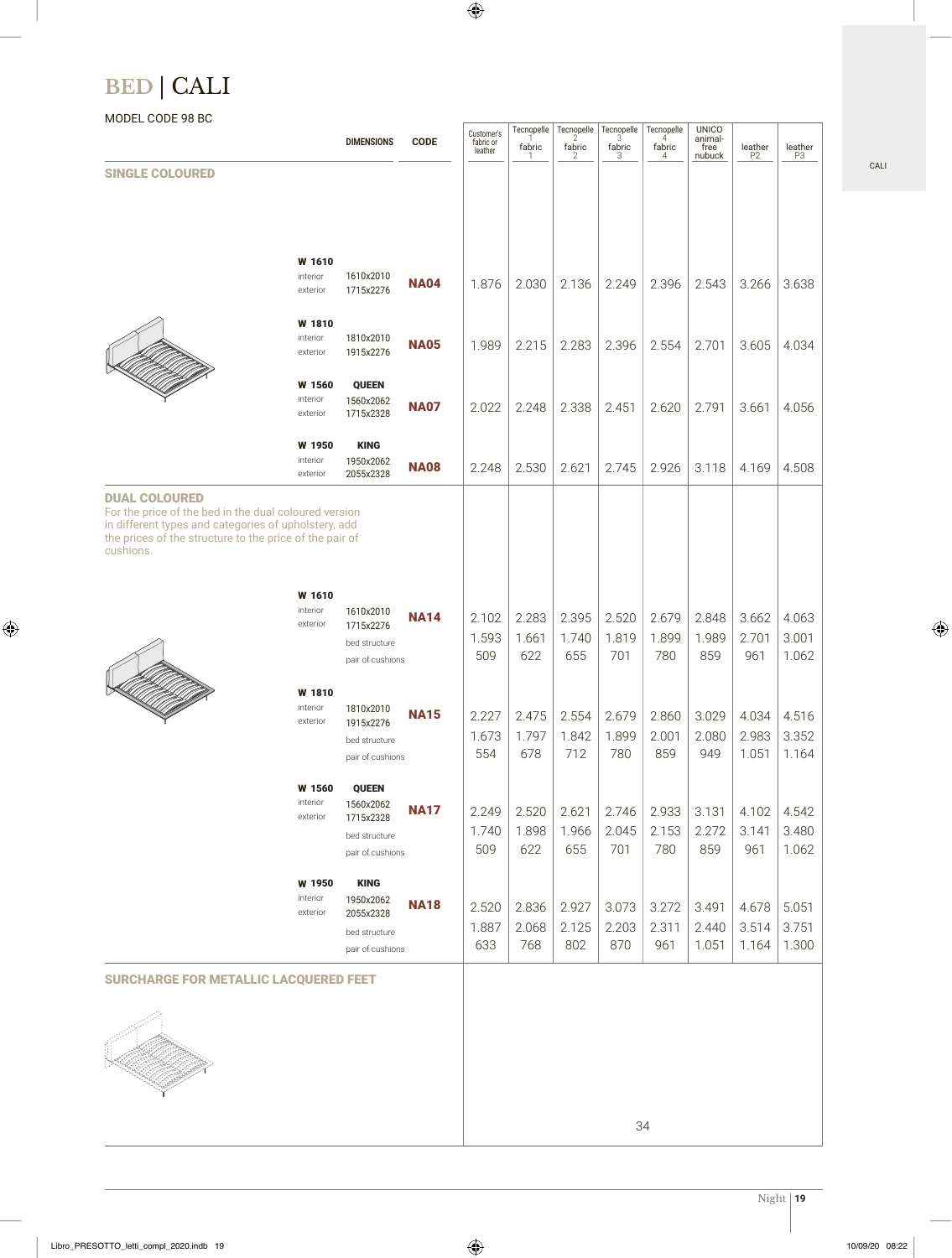# BED | CALI

MODEL CODE 98 BC

| | DIMENSIONS | CODE | Customer's fabric or leather | Tecnopelle 1 fabric 1 | Tecnopelle 2 fabric 2 | Tecnopelle 3 fabric 3 | Tecnopelle 4 fabric 4 | UNICO animal-free nubuck | leather P2 | leather P3 |
|---|---|---|---|---|---|---|---|---|---|---|
| **SINGLE COLOURED** | | | | | | | | | | |
| **W 1610** interior / exterior | 1610x2010 / 1715x2276 | **NA04** | 1.876 | 2.030 | 2.136 | 2.249 | 2.396 | 2.543 | 3.266 | 3.638 |
| **W 1810** interior / exterior | 1810x2010 / 1915x2276 | **NA05** | 1.989 | 2.215 | 2.283 | 2.396 | 2.554 | 2.701 | 3.605 | 4.034 |
| **W 1560 QUEEN** interior / exterior | 1560x2062 / 1715x2328 | **NA07** | 2.022 | 2.248 | 2.338 | 2.451 | 2.620 | 2.791 | 3.661 | 4.056 |
| **W 1950 KING** interior / exterior | 1950x2062 / 2055x2328 | **NA08** | 2.248 | 2.530 | 2.621 | 2.745 | 2.926 | 3.118 | 4.169 | 4.508 |
| **DUAL COLOURED** For the price of the bed in the dual coloured version in different types and categories of upholstery, add the prices of the structure to the price of the pair of cushions. | | | | | | | | | | |
| **W 1610** interior / exterior | 1610x2010 / 1715x2276 | **NA14** | 2.102 | 2.283 | 2.395 | 2.520 | 2.679 | 2.848 | 3.662 | 4.063 |
| | bed structure | | 1.593 | 1.661 | 1.740 | 1.819 | 1.899 | 1.989 | 2.701 | 3.001 |
| | pair of cushions | | 509 | 622 | 655 | 701 | 780 | 859 | 961 | 1.062 |
| **W 1810** interior / exterior | 1810x2010 / 1915x2276 | **NA15** | 2.227 | 2.475 | 2.554 | 2.679 | 2.860 | 3.029 | 4.034 | 4.516 |
| | bed structure | | 1.673 | 1.797 | 1.842 | 1.899 | 2.001 | 2.080 | 2.983 | 3.352 |
| | pair of cushions | | 554 | 678 | 712 | 780 | 859 | 949 | 1.051 | 1.164 |
| **W 1560 QUEEN** interior / exterior | 1560x2062 / 1715x2328 | **NA17** | 2.249 | 2.520 | 2.621 | 2.746 | 2.933 | 3.131 | 4.102 | 4.542 |
| | bed structure | | 1.740 | 1.898 | 1.966 | 2.045 | 2.153 | 2.272 | 3.141 | 3.480 |
| | pair of cushions | | 509 | 622 | 655 | 701 | 780 | 859 | 961 | 1.062 |
| **W 1950 KING** interior / exterior | 1950x2062 / 2055x2328 | **NA18** | 2.520 | 2.836 | 2.927 | 3.073 | 3.272 | 3.491 | 4.678 | 5.051 |
| | bed structure | | 1.887 | 2.068 | 2.125 | 2.203 | 2.311 | 2.440 | 3.514 | 3.751 |
| | pair of cushions | | 633 | 768 | 802 | 870 | 961 | 1.051 | 1.164 | 1.300 |
| **SURCHARGE FOR METALLIC LACQUERED FEET** | | | 34 | | | | | | | |